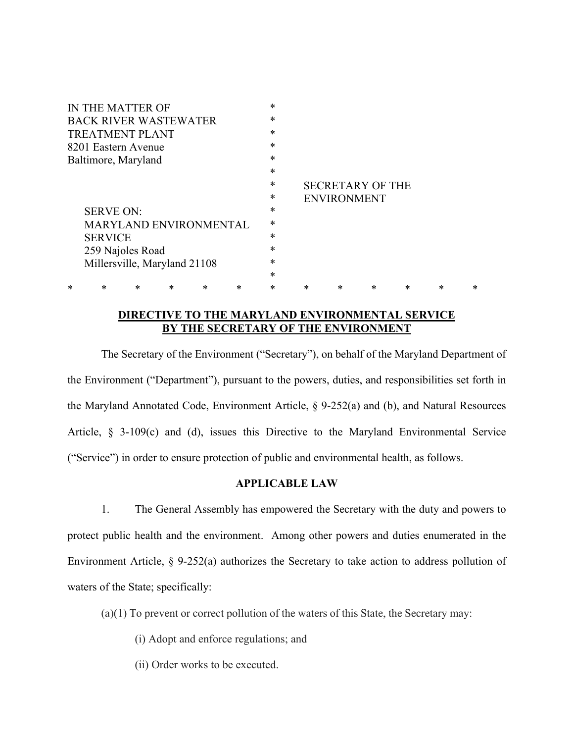IN THE MATTER OF
BACK RIVER WASTEWATER
TREATMENT PLANT
8201 Eastern Avenue
Baltimore, Maryland

SECRETARY OF THE
ENVIRONMENT

SERVE ON:
MARYLAND ENVIRONMENTAL
SERVICE
259 Najoles Road
Millersville, Maryland 21108

\* \* \* \* \* \* \* \* \* \* \* \* \*

## DIRECTIVE TO THE MARYLAND ENVIRONMENTAL SERVICE BY THE SECRETARY OF THE ENVIRONMENT

The Secretary of the Environment ("Secretary"), on behalf of the Maryland Department of the Environment ("Department"), pursuant to the powers, duties, and responsibilities set forth in the Maryland Annotated Code, Environment Article, § 9-252(a) and (b), and Natural Resources Article, § 3-109(c) and (d), issues this Directive to the Maryland Environmental Service ("Service") in order to ensure protection of public and environmental health, as follows.

### APPLICABLE LAW

1. The General Assembly has empowered the Secretary with the duty and powers to protect public health and the environment. Among other powers and duties enumerated in the Environment Article, § 9-252(a) authorizes the Secretary to take action to address pollution of waters of the State; specifically:

(a)(1) To prevent or correct pollution of the waters of this State, the Secretary may:

(i) Adopt and enforce regulations; and

(ii) Order works to be executed.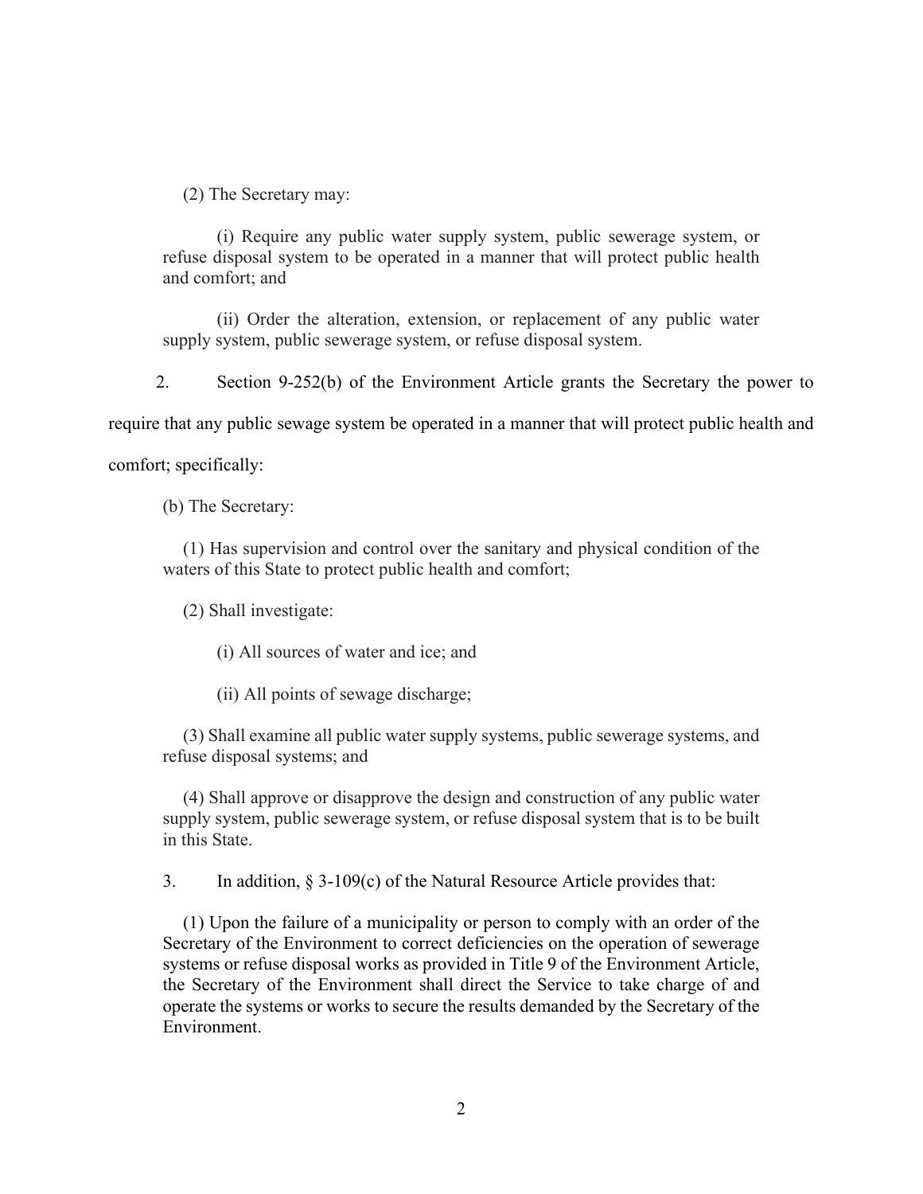(2) The Secretary may:

(i) Require any public water supply system, public sewerage system, or refuse disposal system to be operated in a manner that will protect public health and comfort; and

(ii) Order the alteration, extension, or replacement of any public water supply system, public sewerage system, or refuse disposal system.

2. Section 9-252(b) of the Environment Article grants the Secretary the power to require that any public sewage system be operated in a manner that will protect public health and comfort; specifically:

(b) The Secretary:

(1) Has supervision and control over the sanitary and physical condition of the waters of this State to protect public health and comfort;

(2) Shall investigate:

(i) All sources of water and ice; and

(ii) All points of sewage discharge;

(3) Shall examine all public water supply systems, public sewerage systems, and refuse disposal systems; and

(4) Shall approve or disapprove the design and construction of any public water supply system, public sewerage system, or refuse disposal system that is to be built in this State.

3. In addition, § 3-109(c) of the Natural Resource Article provides that:

(1) Upon the failure of a municipality or person to comply with an order of the Secretary of the Environment to correct deficiencies on the operation of sewerage systems or refuse disposal works as provided in Title 9 of the Environment Article, the Secretary of the Environment shall direct the Service to take charge of and operate the systems or works to secure the results demanded by the Secretary of the Environment.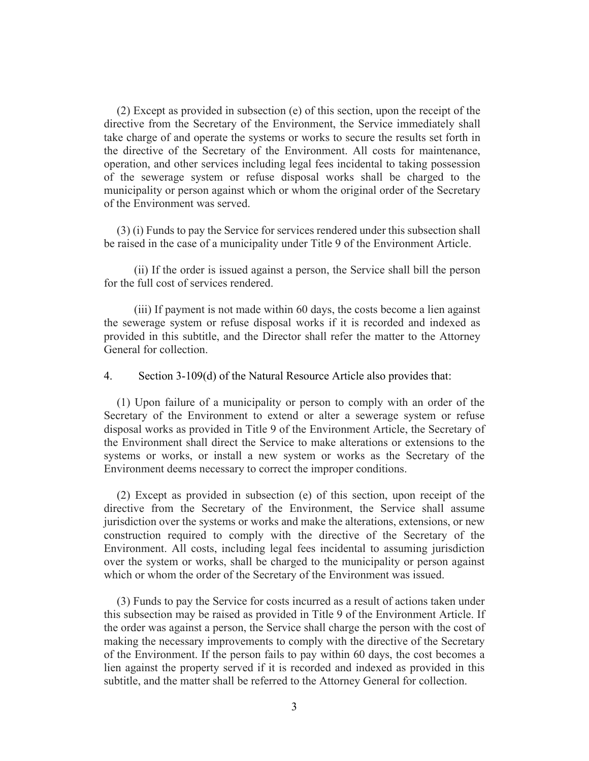(2) Except as provided in subsection (e) of this section, upon the receipt of the directive from the Secretary of the Environment, the Service immediately shall take charge of and operate the systems or works to secure the results set forth in the directive of the Secretary of the Environment. All costs for maintenance, operation, and other services including legal fees incidental to taking possession of the sewerage system or refuse disposal works shall be charged to the municipality or person against which or whom the original order of the Secretary of the Environment was served.

(3) (i) Funds to pay the Service for services rendered under this subsection shall be raised in the case of a municipality under Title 9 of the Environment Article.

(ii) If the order is issued against a person, the Service shall bill the person for the full cost of services rendered.

(iii) If payment is not made within 60 days, the costs become a lien against the sewerage system or refuse disposal works if it is recorded and indexed as provided in this subtitle, and the Director shall refer the matter to the Attorney General for collection.

4. Section 3-109(d) of the Natural Resource Article also provides that:

(1) Upon failure of a municipality or person to comply with an order of the Secretary of the Environment to extend or alter a sewerage system or refuse disposal works as provided in Title 9 of the Environment Article, the Secretary of the Environment shall direct the Service to make alterations or extensions to the systems or works, or install a new system or works as the Secretary of the Environment deems necessary to correct the improper conditions.

(2) Except as provided in subsection (e) of this section, upon receipt of the directive from the Secretary of the Environment, the Service shall assume jurisdiction over the systems or works and make the alterations, extensions, or new construction required to comply with the directive of the Secretary of the Environment. All costs, including legal fees incidental to assuming jurisdiction over the system or works, shall be charged to the municipality or person against which or whom the order of the Secretary of the Environment was issued.

(3) Funds to pay the Service for costs incurred as a result of actions taken under this subsection may be raised as provided in Title 9 of the Environment Article. If the order was against a person, the Service shall charge the person with the cost of making the necessary improvements to comply with the directive of the Secretary of the Environment. If the person fails to pay within 60 days, the cost becomes a lien against the property served if it is recorded and indexed as provided in this subtitle, and the matter shall be referred to the Attorney General for collection.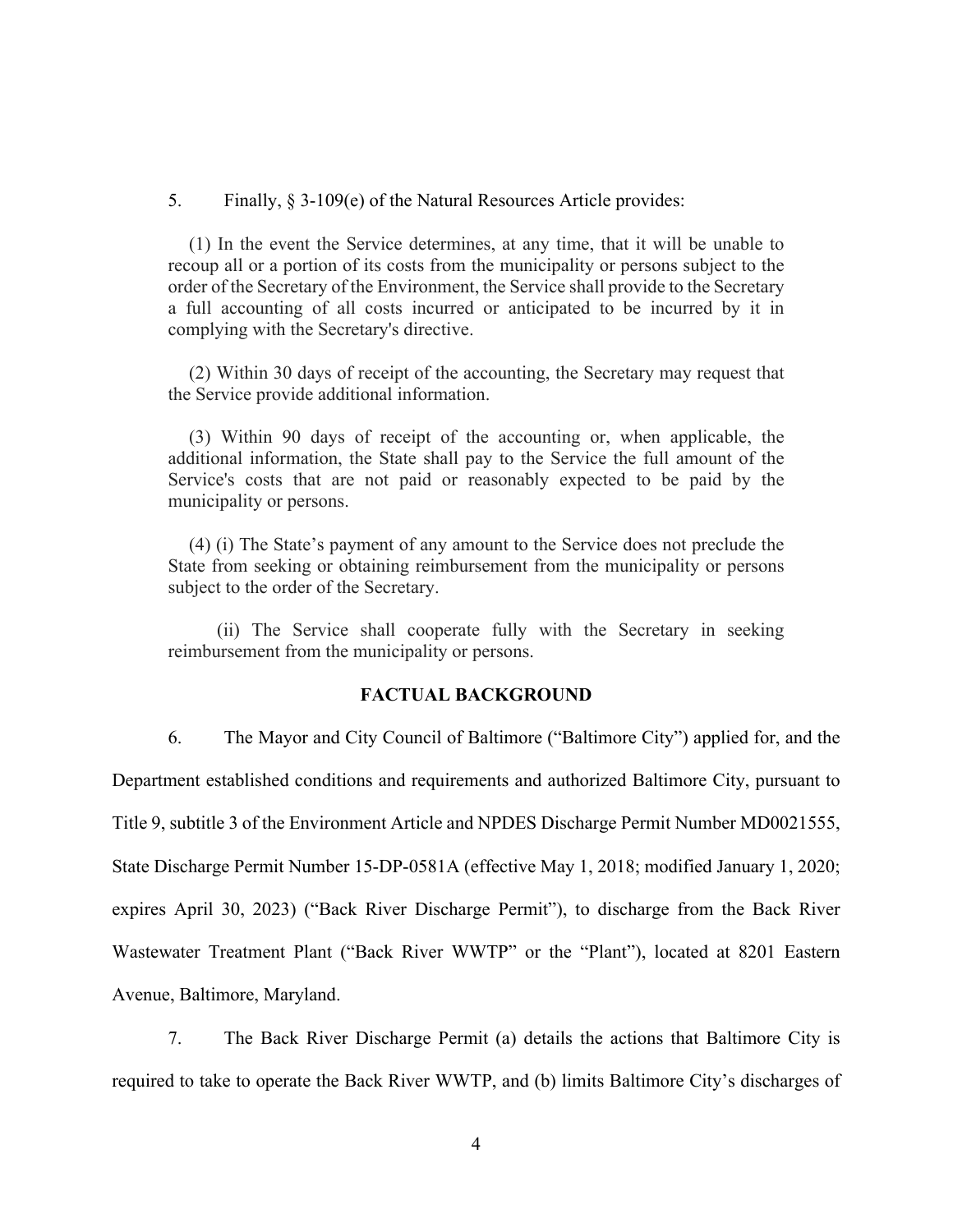5. Finally, § 3-109(e) of the Natural Resources Article provides:

> (1) In the event the Service determines, at any time, that it will be unable to recoup all or a portion of its costs from the municipality or persons subject to the order of the Secretary of the Environment, the Service shall provide to the Secretary a full accounting of all costs incurred or anticipated to be incurred by it in complying with the Secretary's directive.
>
> (2) Within 30 days of receipt of the accounting, the Secretary may request that the Service provide additional information.
>
> (3) Within 90 days of receipt of the accounting or, when applicable, the additional information, the State shall pay to the Service the full amount of the Service's costs that are not paid or reasonably expected to be paid by the municipality or persons.
>
> (4) (i) The State's payment of any amount to the Service does not preclude the State from seeking or obtaining reimbursement from the municipality or persons subject to the order of the Secretary.
>
> (ii) The Service shall cooperate fully with the Secretary in seeking reimbursement from the municipality or persons.

## FACTUAL BACKGROUND

6. The Mayor and City Council of Baltimore ("Baltimore City") applied for, and the Department established conditions and requirements and authorized Baltimore City, pursuant to Title 9, subtitle 3 of the Environment Article and NPDES Discharge Permit Number MD0021555, State Discharge Permit Number 15-DP-0581A (effective May 1, 2018; modified January 1, 2020; expires April 30, 2023) ("Back River Discharge Permit"), to discharge from the Back River Wastewater Treatment Plant ("Back River WWTP" or the "Plant"), located at 8201 Eastern Avenue, Baltimore, Maryland.

7. The Back River Discharge Permit (a) details the actions that Baltimore City is required to take to operate the Back River WWTP, and (b) limits Baltimore City's discharges of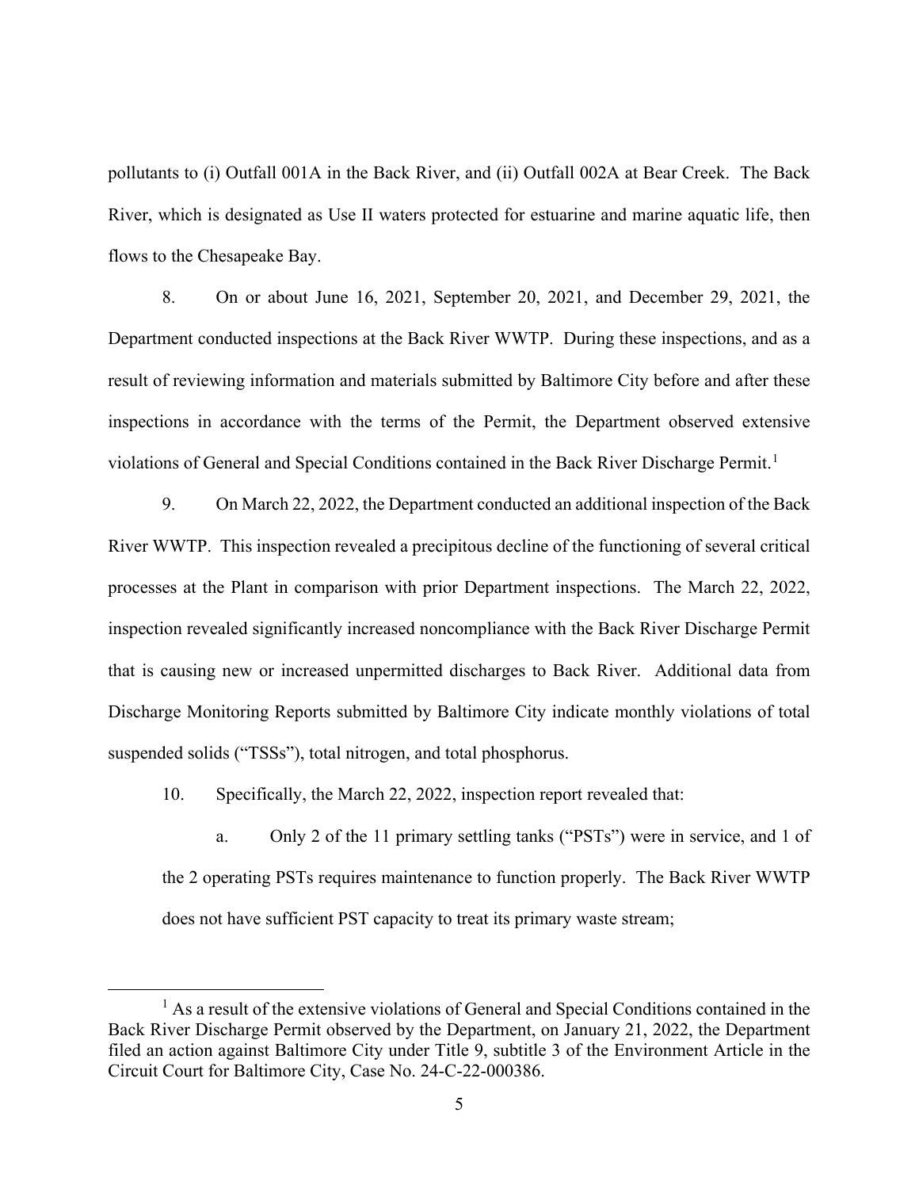pollutants to (i) Outfall 001A in the Back River, and (ii) Outfall 002A at Bear Creek. The Back River, which is designated as Use II waters protected for estuarine and marine aquatic life, then flows to the Chesapeake Bay.

8. On or about June 16, 2021, September 20, 2021, and December 29, 2021, the Department conducted inspections at the Back River WWTP. During these inspections, and as a result of reviewing information and materials submitted by Baltimore City before and after these inspections in accordance with the terms of the Permit, the Department observed extensive violations of General and Special Conditions contained in the Back River Discharge Permit.[1]

9. On March 22, 2022, the Department conducted an additional inspection of the Back River WWTP. This inspection revealed a precipitous decline of the functioning of several critical processes at the Plant in comparison with prior Department inspections. The March 22, 2022, inspection revealed significantly increased noncompliance with the Back River Discharge Permit that is causing new or increased unpermitted discharges to Back River. Additional data from Discharge Monitoring Reports submitted by Baltimore City indicate monthly violations of total suspended solids ("TSSs"), total nitrogen, and total phosphorus.

10. Specifically, the March 22, 2022, inspection report revealed that:

a. Only 2 of the 11 primary settling tanks ("PSTs") were in service, and 1 of the 2 operating PSTs requires maintenance to function properly. The Back River WWTP does not have sufficient PST capacity to treat its primary waste stream;

---

[1] As a result of the extensive violations of General and Special Conditions contained in the Back River Discharge Permit observed by the Department, on January 21, 2022, the Department filed an action against Baltimore City under Title 9, subtitle 3 of the Environment Article in the Circuit Court for Baltimore City, Case No. 24-C-22-000386.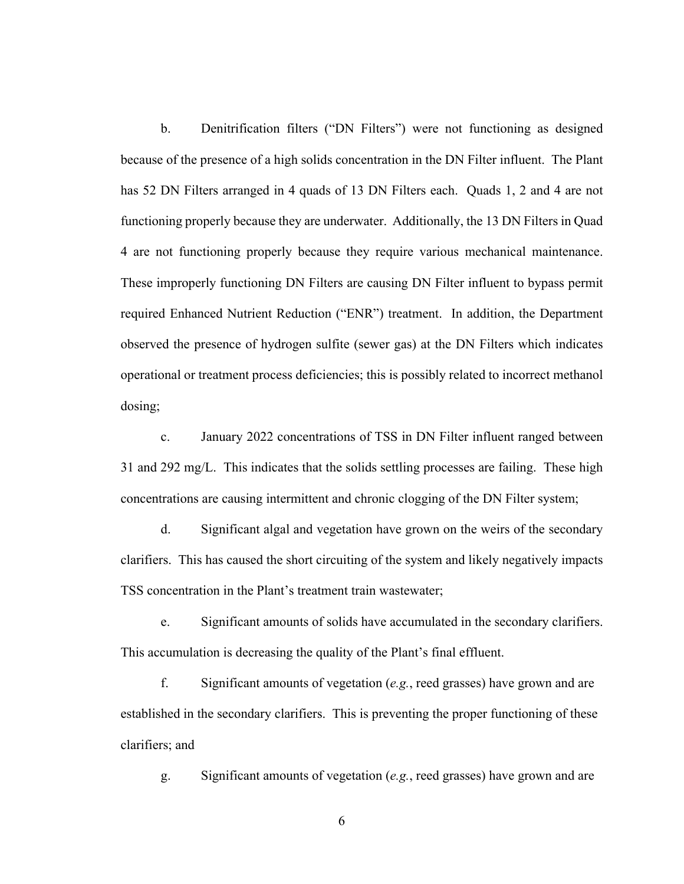b. Denitrification filters ("DN Filters") were not functioning as designed because of the presence of a high solids concentration in the DN Filter influent. The Plant has 52 DN Filters arranged in 4 quads of 13 DN Filters each. Quads 1, 2 and 4 are not functioning properly because they are underwater. Additionally, the 13 DN Filters in Quad 4 are not functioning properly because they require various mechanical maintenance. These improperly functioning DN Filters are causing DN Filter influent to bypass permit required Enhanced Nutrient Reduction ("ENR") treatment. In addition, the Department observed the presence of hydrogen sulfite (sewer gas) at the DN Filters which indicates operational or treatment process deficiencies; this is possibly related to incorrect methanol dosing;

c. January 2022 concentrations of TSS in DN Filter influent ranged between 31 and 292 mg/L. This indicates that the solids settling processes are failing. These high concentrations are causing intermittent and chronic clogging of the DN Filter system;

d. Significant algal and vegetation have grown on the weirs of the secondary clarifiers. This has caused the short circuiting of the system and likely negatively impacts TSS concentration in the Plant's treatment train wastewater;

e. Significant amounts of solids have accumulated in the secondary clarifiers. This accumulation is decreasing the quality of the Plant's final effluent.

f. Significant amounts of vegetation (*e.g.*, reed grasses) have grown and are established in the secondary clarifiers. This is preventing the proper functioning of these clarifiers; and

g. Significant amounts of vegetation (*e.g.*, reed grasses) have grown and are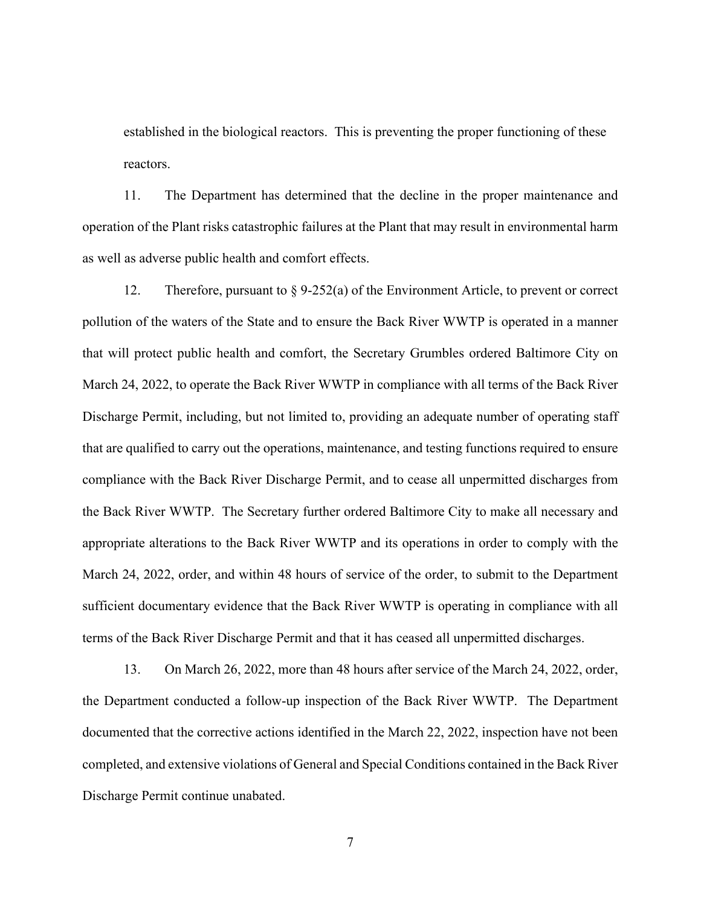established in the biological reactors. This is preventing the proper functioning of these reactors.

11. The Department has determined that the decline in the proper maintenance and operation of the Plant risks catastrophic failures at the Plant that may result in environmental harm as well as adverse public health and comfort effects.

12. Therefore, pursuant to § 9-252(a) of the Environment Article, to prevent or correct pollution of the waters of the State and to ensure the Back River WWTP is operated in a manner that will protect public health and comfort, the Secretary Grumbles ordered Baltimore City on March 24, 2022, to operate the Back River WWTP in compliance with all terms of the Back River Discharge Permit, including, but not limited to, providing an adequate number of operating staff that are qualified to carry out the operations, maintenance, and testing functions required to ensure compliance with the Back River Discharge Permit, and to cease all unpermitted discharges from the Back River WWTP. The Secretary further ordered Baltimore City to make all necessary and appropriate alterations to the Back River WWTP and its operations in order to comply with the March 24, 2022, order, and within 48 hours of service of the order, to submit to the Department sufficient documentary evidence that the Back River WWTP is operating in compliance with all terms of the Back River Discharge Permit and that it has ceased all unpermitted discharges.

13. On March 26, 2022, more than 48 hours after service of the March 24, 2022, order, the Department conducted a follow-up inspection of the Back River WWTP. The Department documented that the corrective actions identified in the March 22, 2022, inspection have not been completed, and extensive violations of General and Special Conditions contained in the Back River Discharge Permit continue unabated.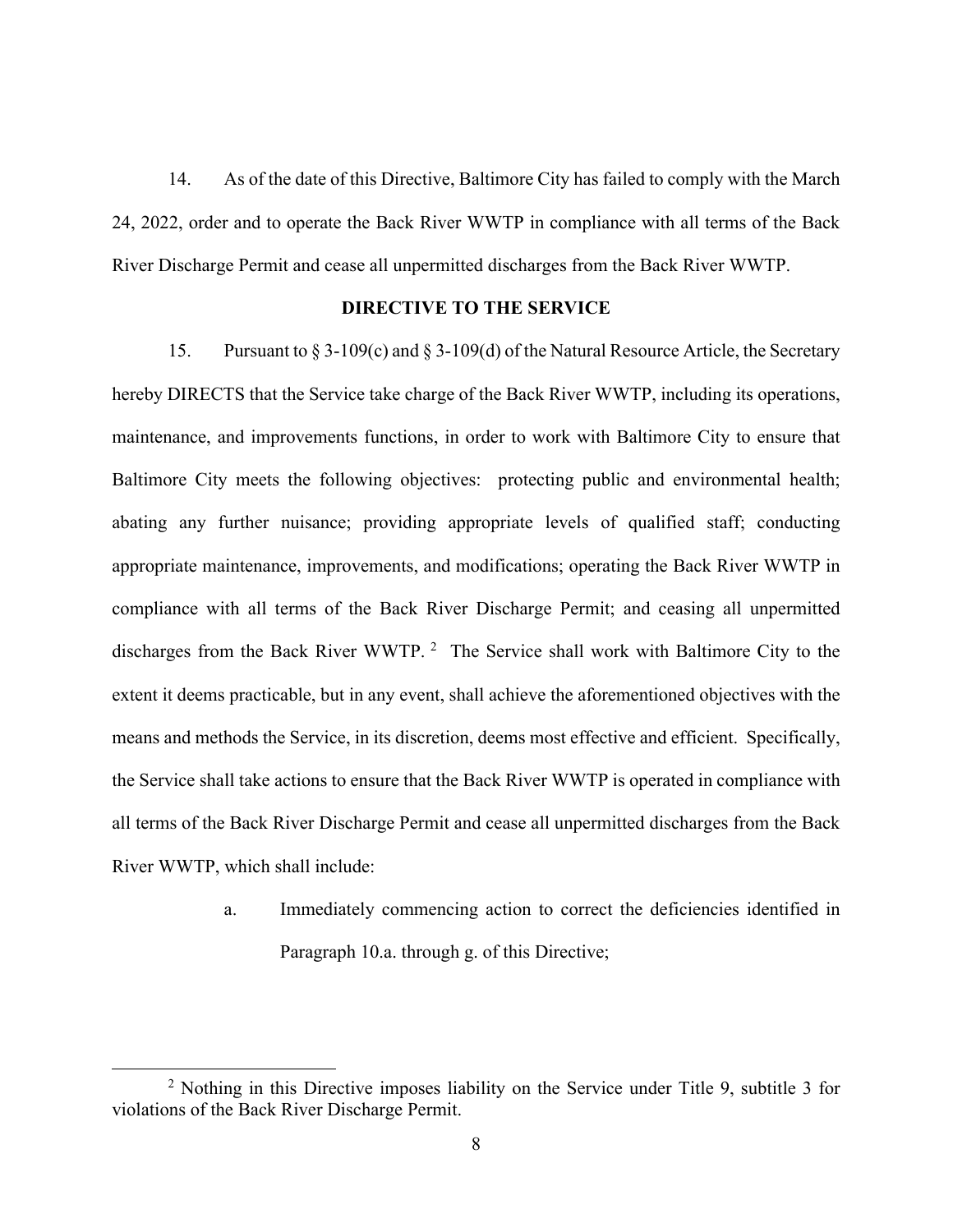14. As of the date of this Directive, Baltimore City has failed to comply with the March 24, 2022, order and to operate the Back River WWTP in compliance with all terms of the Back River Discharge Permit and cease all unpermitted discharges from the Back River WWTP.

**DIRECTIVE TO THE SERVICE**

15. Pursuant to § 3-109(c) and § 3-109(d) of the Natural Resource Article, the Secretary hereby DIRECTS that the Service take charge of the Back River WWTP, including its operations, maintenance, and improvements functions, in order to work with Baltimore City to ensure that Baltimore City meets the following objectives: protecting public and environmental health; abating any further nuisance; providing appropriate levels of qualified staff; conducting appropriate maintenance, improvements, and modifications; operating the Back River WWTP in compliance with all terms of the Back River Discharge Permit; and ceasing all unpermitted discharges from the Back River WWTP. [2] The Service shall work with Baltimore City to the extent it deems practicable, but in any event, shall achieve the aforementioned objectives with the means and methods the Service, in its discretion, deems most effective and efficient. Specifically, the Service shall take actions to ensure that the Back River WWTP is operated in compliance with all terms of the Back River Discharge Permit and cease all unpermitted discharges from the Back River WWTP, which shall include:

a. Immediately commencing action to correct the deficiencies identified in Paragraph 10.a. through g. of this Directive;

[2] Nothing in this Directive imposes liability on the Service under Title 9, subtitle 3 for violations of the Back River Discharge Permit.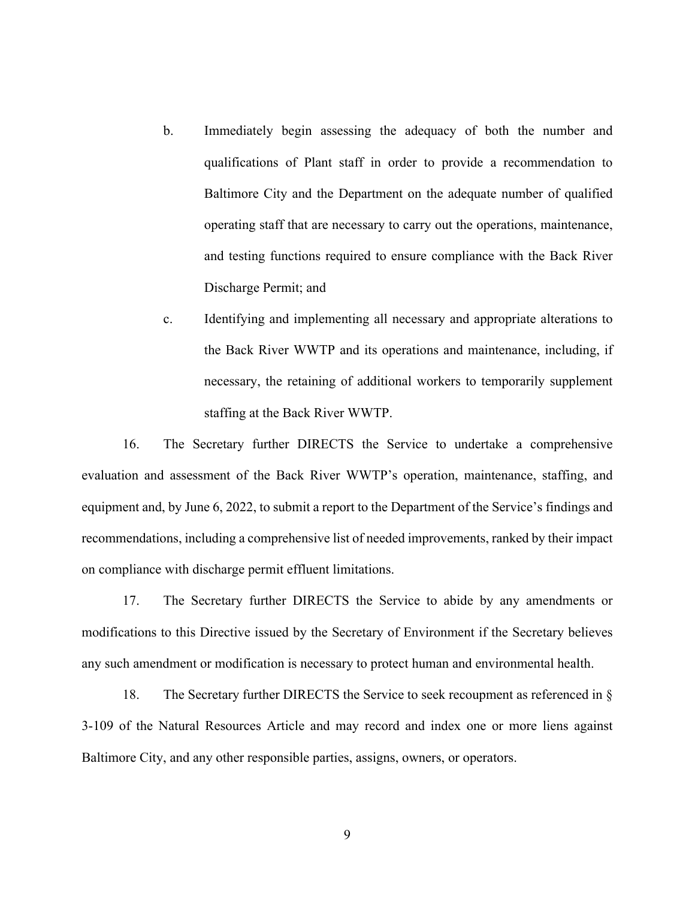b. Immediately begin assessing the adequacy of both the number and qualifications of Plant staff in order to provide a recommendation to Baltimore City and the Department on the adequate number of qualified operating staff that are necessary to carry out the operations, maintenance, and testing functions required to ensure compliance with the Back River Discharge Permit; and

c. Identifying and implementing all necessary and appropriate alterations to the Back River WWTP and its operations and maintenance, including, if necessary, the retaining of additional workers to temporarily supplement staffing at the Back River WWTP.

16. The Secretary further DIRECTS the Service to undertake a comprehensive evaluation and assessment of the Back River WWTP's operation, maintenance, staffing, and equipment and, by June 6, 2022, to submit a report to the Department of the Service's findings and recommendations, including a comprehensive list of needed improvements, ranked by their impact on compliance with discharge permit effluent limitations.

17. The Secretary further DIRECTS the Service to abide by any amendments or modifications to this Directive issued by the Secretary of Environment if the Secretary believes any such amendment or modification is necessary to protect human and environmental health.

18. The Secretary further DIRECTS the Service to seek recoupment as referenced in § 3-109 of the Natural Resources Article and may record and index one or more liens against Baltimore City, and any other responsible parties, assigns, owners, or operators.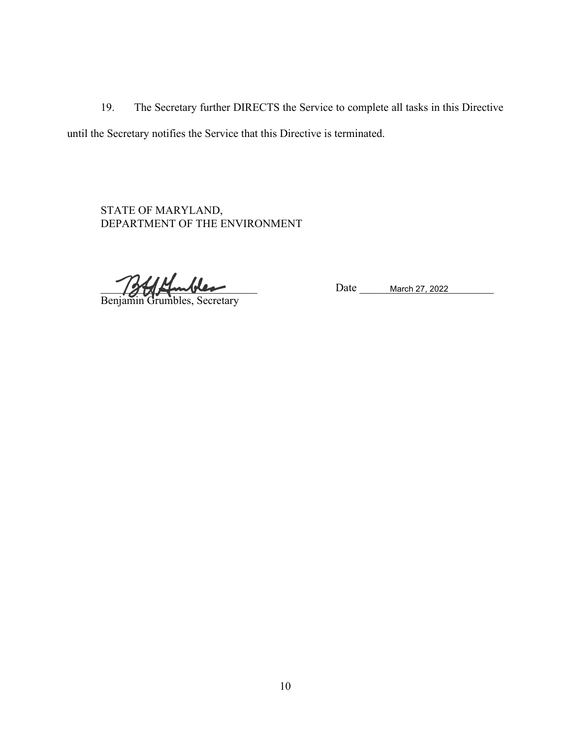19. The Secretary further DIRECTS the Service to complete all tasks in this Directive until the Secretary notifies the Service that this Directive is terminated.

STATE OF MARYLAND,
DEPARTMENT OF THE ENVIRONMENT

Benjamin Grumbles, Secretary

Date March 27, 2022